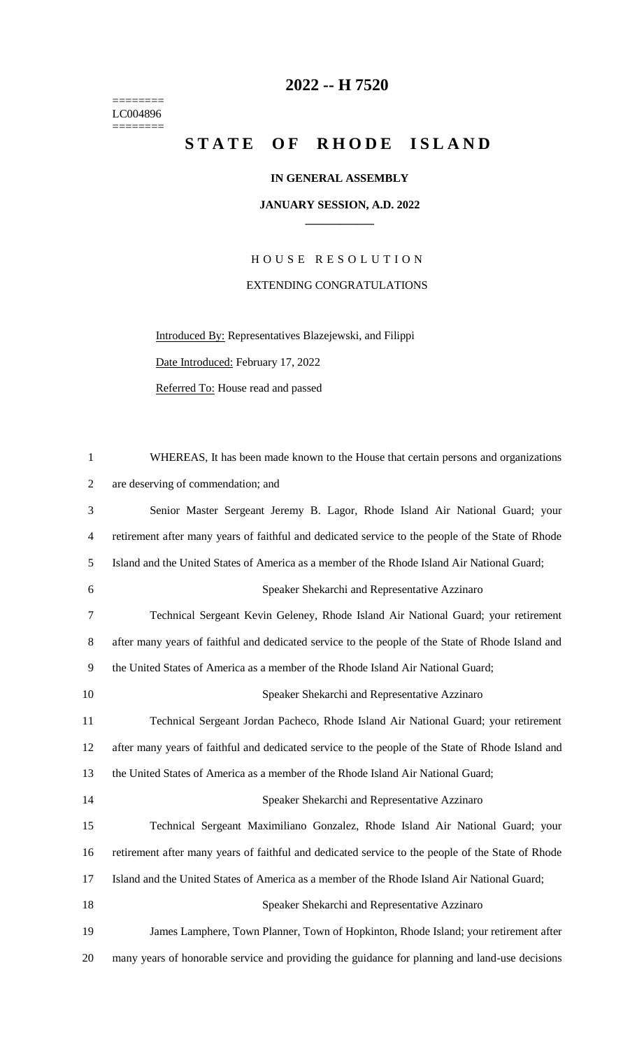========
LC004896
========

# 2022 -- H 7520

# STATE OF RHODE ISLAND

**IN GENERAL ASSEMBLY**

**JANUARY SESSION, A.D. 2022**

HOUSE RESOLUTION

EXTENDING CONGRATULATIONS

Introduced By: Representatives Blazejewski, and Filippi

Date Introduced: February 17, 2022

Referred To: House read and passed

1 WHEREAS, It has been made known to the House that certain persons and organizations
2 are deserving of commendation; and

3 Senior Master Sergeant Jeremy B. Lagor, Rhode Island Air National Guard; your
4 retirement after many years of faithful and dedicated service to the people of the State of Rhode
5 Island and the United States of America as a member of the Rhode Island Air National Guard;

6 Speaker Shekarchi and Representative Azzinaro

7 Technical Sergeant Kevin Geleney, Rhode Island Air National Guard; your retirement
8 after many years of faithful and dedicated service to the people of the State of Rhode Island and
9 the United States of America as a member of the Rhode Island Air National Guard;

10 Speaker Shekarchi and Representative Azzinaro

11 Technical Sergeant Jordan Pacheco, Rhode Island Air National Guard; your retirement
12 after many years of faithful and dedicated service to the people of the State of Rhode Island and
13 the United States of America as a member of the Rhode Island Air National Guard;

14 Speaker Shekarchi and Representative Azzinaro

15 Technical Sergeant Maximiliano Gonzalez, Rhode Island Air National Guard; your
16 retirement after many years of faithful and dedicated service to the people of the State of Rhode
17 Island and the United States of America as a member of the Rhode Island Air National Guard;

18 Speaker Shekarchi and Representative Azzinaro

19 James Lamphere, Town Planner, Town of Hopkinton, Rhode Island; your retirement after
20 many years of honorable service and providing the guidance for planning and land-use decisions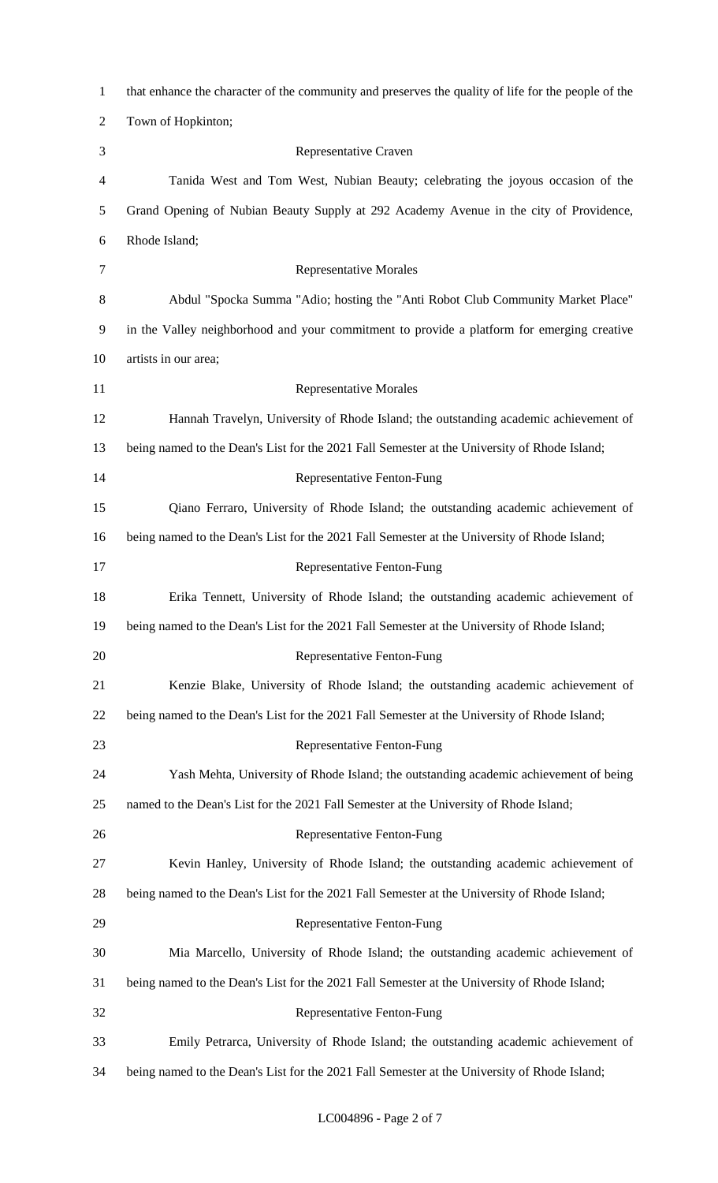that enhance the character of the community and preserves the quality of life for the people of the Town of Hopkinton;

Representative Craven

Tanida West and Tom West, Nubian Beauty; celebrating the joyous occasion of the Grand Opening of Nubian Beauty Supply at 292 Academy Avenue in the city of Providence, Rhode Island;

Representative Morales

Abdul "Spocka Summa "Adio; hosting the "Anti Robot Club Community Market Place" in the Valley neighborhood and your commitment to provide a platform for emerging creative artists in our area;

Representative Morales

Hannah Travelyn, University of Rhode Island; the outstanding academic achievement of being named to the Dean's List for the 2021 Fall Semester at the University of Rhode Island;

Representative Fenton-Fung

Qiano Ferraro, University of Rhode Island; the outstanding academic achievement of being named to the Dean's List for the 2021 Fall Semester at the University of Rhode Island;

Representative Fenton-Fung

Erika Tennett, University of Rhode Island; the outstanding academic achievement of being named to the Dean's List for the 2021 Fall Semester at the University of Rhode Island;

Representative Fenton-Fung

Kenzie Blake, University of Rhode Island; the outstanding academic achievement of being named to the Dean's List for the 2021 Fall Semester at the University of Rhode Island;

Representative Fenton-Fung

Yash Mehta, University of Rhode Island; the outstanding academic achievement of being named to the Dean's List for the 2021 Fall Semester at the University of Rhode Island;

Representative Fenton-Fung

Kevin Hanley, University of Rhode Island; the outstanding academic achievement of being named to the Dean's List for the 2021 Fall Semester at the University of Rhode Island;

Representative Fenton-Fung

Mia Marcello, University of Rhode Island; the outstanding academic achievement of being named to the Dean's List for the 2021 Fall Semester at the University of Rhode Island;

Representative Fenton-Fung

Emily Petrarca, University of Rhode Island; the outstanding academic achievement of being named to the Dean's List for the 2021 Fall Semester at the University of Rhode Island;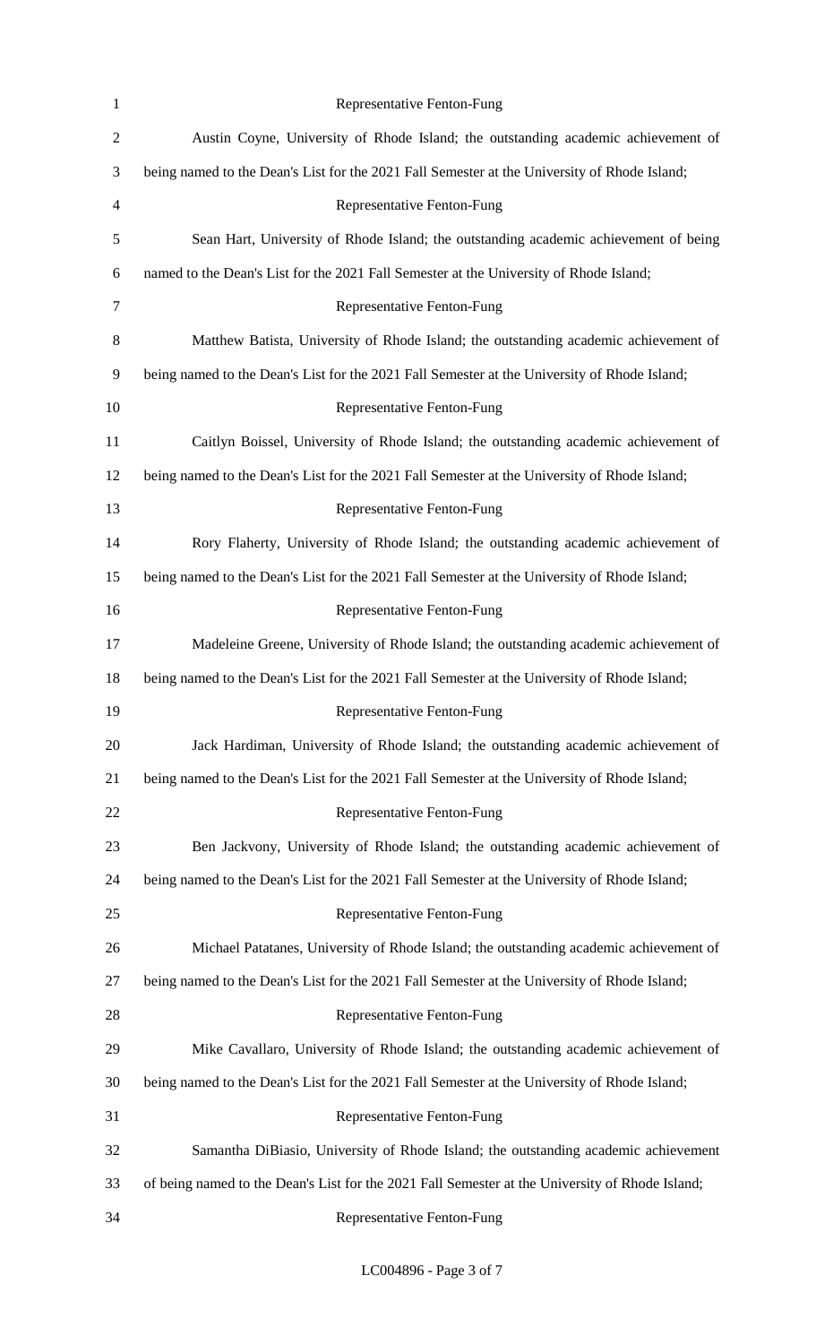Representative Fenton-Fung

Austin Coyne, University of Rhode Island; the outstanding academic achievement of being named to the Dean's List for the 2021 Fall Semester at the University of Rhode Island;

Representative Fenton-Fung

Sean Hart, University of Rhode Island; the outstanding academic achievement of being named to the Dean's List for the 2021 Fall Semester at the University of Rhode Island;

Representative Fenton-Fung

Matthew Batista, University of Rhode Island; the outstanding academic achievement of being named to the Dean's List for the 2021 Fall Semester at the University of Rhode Island;

Representative Fenton-Fung

Caitlyn Boissel, University of Rhode Island; the outstanding academic achievement of being named to the Dean's List for the 2021 Fall Semester at the University of Rhode Island;

Representative Fenton-Fung

Rory Flaherty, University of Rhode Island; the outstanding academic achievement of being named to the Dean's List for the 2021 Fall Semester at the University of Rhode Island;

Representative Fenton-Fung

Madeleine Greene, University of Rhode Island; the outstanding academic achievement of being named to the Dean's List for the 2021 Fall Semester at the University of Rhode Island;

Representative Fenton-Fung

Jack Hardiman, University of Rhode Island; the outstanding academic achievement of being named to the Dean's List for the 2021 Fall Semester at the University of Rhode Island;

Representative Fenton-Fung

Ben Jackvony, University of Rhode Island; the outstanding academic achievement of being named to the Dean's List for the 2021 Fall Semester at the University of Rhode Island;

Representative Fenton-Fung

Michael Patatanes, University of Rhode Island; the outstanding academic achievement of being named to the Dean's List for the 2021 Fall Semester at the University of Rhode Island;

Representative Fenton-Fung

Mike Cavallaro, University of Rhode Island; the outstanding academic achievement of being named to the Dean's List for the 2021 Fall Semester at the University of Rhode Island;

Representative Fenton-Fung

Samantha DiBiasio, University of Rhode Island; the outstanding academic achievement of being named to the Dean's List for the 2021 Fall Semester at the University of Rhode Island;

Representative Fenton-Fung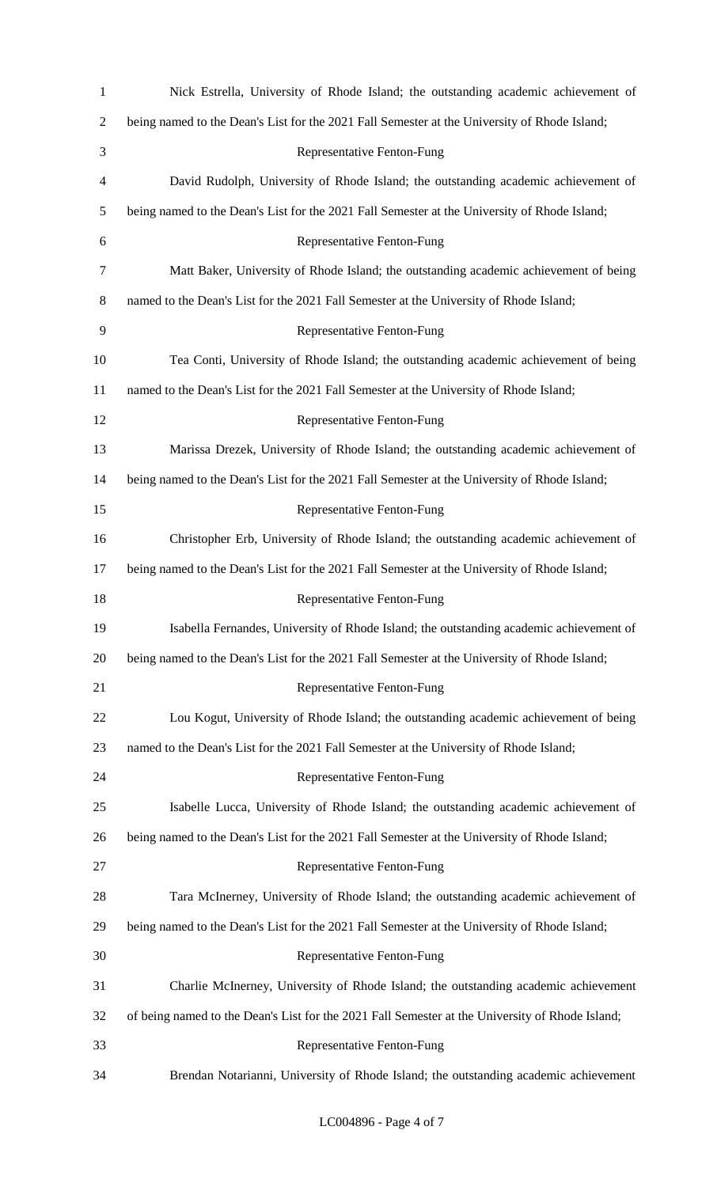Nick Estrella, University of Rhode Island; the outstanding academic achievement of being named to the Dean's List for the 2021 Fall Semester at the University of Rhode Island;

Representative Fenton-Fung

David Rudolph, University of Rhode Island; the outstanding academic achievement of being named to the Dean's List for the 2021 Fall Semester at the University of Rhode Island;

Representative Fenton-Fung

Matt Baker, University of Rhode Island; the outstanding academic achievement of being named to the Dean's List for the 2021 Fall Semester at the University of Rhode Island;

Representative Fenton-Fung

Tea Conti, University of Rhode Island; the outstanding academic achievement of being named to the Dean's List for the 2021 Fall Semester at the University of Rhode Island;

Representative Fenton-Fung

Marissa Drezek, University of Rhode Island; the outstanding academic achievement of being named to the Dean's List for the 2021 Fall Semester at the University of Rhode Island;

Representative Fenton-Fung

Christopher Erb, University of Rhode Island; the outstanding academic achievement of being named to the Dean's List for the 2021 Fall Semester at the University of Rhode Island;

Representative Fenton-Fung

Isabella Fernandes, University of Rhode Island; the outstanding academic achievement of being named to the Dean's List for the 2021 Fall Semester at the University of Rhode Island;

Representative Fenton-Fung

Lou Kogut, University of Rhode Island; the outstanding academic achievement of being named to the Dean's List for the 2021 Fall Semester at the University of Rhode Island;

Representative Fenton-Fung

Isabelle Lucca, University of Rhode Island; the outstanding academic achievement of being named to the Dean's List for the 2021 Fall Semester at the University of Rhode Island;

Representative Fenton-Fung

Tara McInerney, University of Rhode Island; the outstanding academic achievement of being named to the Dean's List for the 2021 Fall Semester at the University of Rhode Island;

Representative Fenton-Fung

Charlie McInerney, University of Rhode Island; the outstanding academic achievement of being named to the Dean's List for the 2021 Fall Semester at the University of Rhode Island;

Representative Fenton-Fung

Brendan Notarianni, University of Rhode Island; the outstanding academic achievement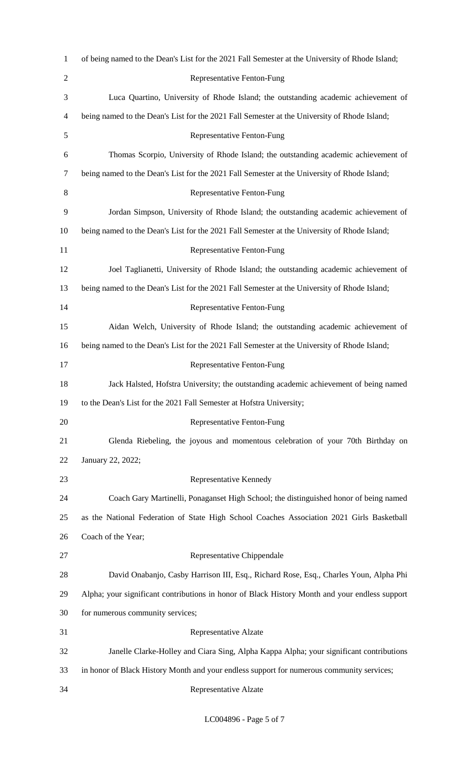of being named to the Dean's List for the 2021 Fall Semester at the University of Rhode Island;

Representative Fenton-Fung

Luca Quartino, University of Rhode Island; the outstanding academic achievement of being named to the Dean's List for the 2021 Fall Semester at the University of Rhode Island;

Representative Fenton-Fung

Thomas Scorpio, University of Rhode Island; the outstanding academic achievement of being named to the Dean's List for the 2021 Fall Semester at the University of Rhode Island;

Representative Fenton-Fung

Jordan Simpson, University of Rhode Island; the outstanding academic achievement of being named to the Dean's List for the 2021 Fall Semester at the University of Rhode Island;

Representative Fenton-Fung

Joel Taglianetti, University of Rhode Island; the outstanding academic achievement of being named to the Dean's List for the 2021 Fall Semester at the University of Rhode Island;

Representative Fenton-Fung

Aidan Welch, University of Rhode Island; the outstanding academic achievement of being named to the Dean's List for the 2021 Fall Semester at the University of Rhode Island;

Representative Fenton-Fung

Jack Halsted, Hofstra University; the outstanding academic achievement of being named to the Dean's List for the 2021 Fall Semester at Hofstra University;

Representative Fenton-Fung

Glenda Riebeling, the joyous and momentous celebration of your 70th Birthday on January 22, 2022;

Representative Kennedy

Coach Gary Martinelli, Ponaganset High School; the distinguished honor of being named as the National Federation of State High School Coaches Association 2021 Girls Basketball Coach of the Year;

Representative Chippendale

David Onabanjo, Casby Harrison III, Esq., Richard Rose, Esq., Charles Youn, Alpha Phi Alpha; your significant contributions in honor of Black History Month and your endless support for numerous community services;

Representative Alzate

Janelle Clarke-Holley and Ciara Sing, Alpha Kappa Alpha; your significant contributions in honor of Black History Month and your endless support for numerous community services;

Representative Alzate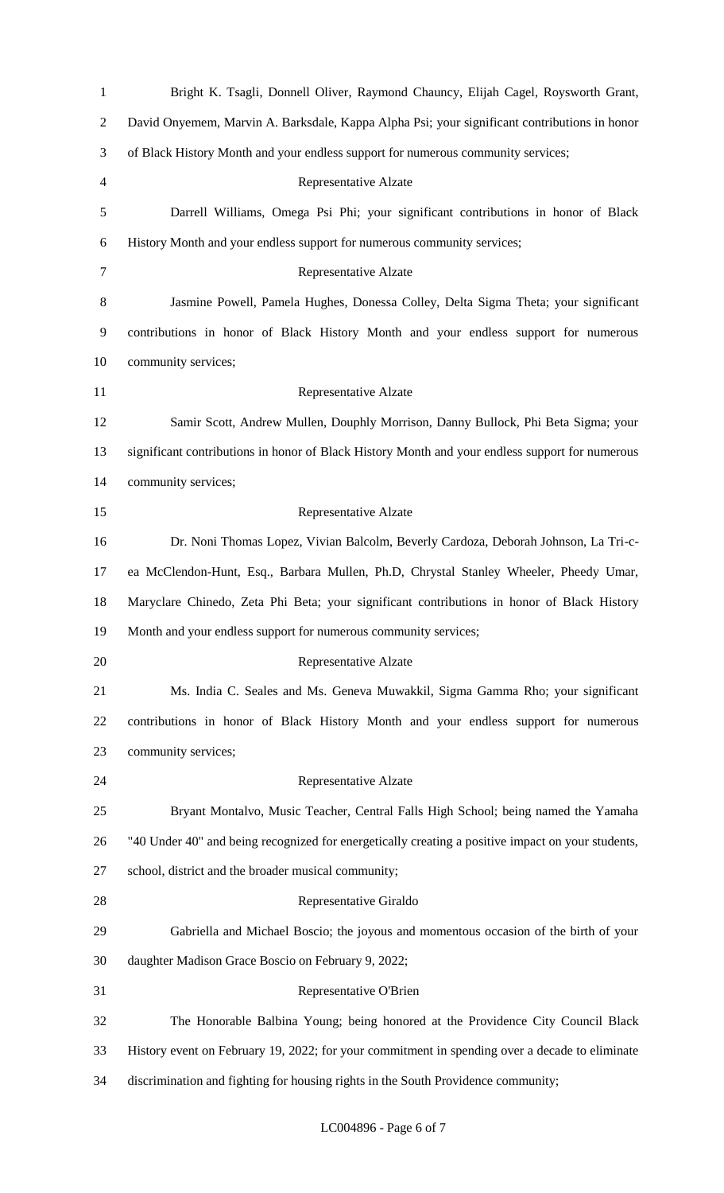Bright K. Tsagli, Donnell Oliver, Raymond Chauncy, Elijah Cagel, Roysworth Grant, David Onyemem, Marvin A. Barksdale, Kappa Alpha Psi; your significant contributions in honor of Black History Month and your endless support for numerous community services;

Representative Alzate

Darrell Williams, Omega Psi Phi; your significant contributions in honor of Black History Month and your endless support for numerous community services;

Representative Alzate

Jasmine Powell, Pamela Hughes, Donessa Colley, Delta Sigma Theta; your significant contributions in honor of Black History Month and your endless support for numerous community services;

Representative Alzate

Samir Scott, Andrew Mullen, Douphly Morrison, Danny Bullock, Phi Beta Sigma; your significant contributions in honor of Black History Month and your endless support for numerous community services;

Representative Alzate

Dr. Noni Thomas Lopez, Vivian Balcolm, Beverly Cardoza, Deborah Johnson, La Tri-c-ea McClendon-Hunt, Esq., Barbara Mullen, Ph.D, Chrystal Stanley Wheeler, Pheedy Umar, Maryclare Chinedo, Zeta Phi Beta; your significant contributions in honor of Black History Month and your endless support for numerous community services;

Representative Alzate

Ms. India C. Seales and Ms. Geneva Muwakkil, Sigma Gamma Rho; your significant contributions in honor of Black History Month and your endless support for numerous community services;

Representative Alzate

Bryant Montalvo, Music Teacher, Central Falls High School; being named the Yamaha "40 Under 40" and being recognized for energetically creating a positive impact on your students, school, district and the broader musical community;

Representative Giraldo

Gabriella and Michael Boscio; the joyous and momentous occasion of the birth of your daughter Madison Grace Boscio on February 9, 2022;

Representative O'Brien

The Honorable Balbina Young; being honored at the Providence City Council Black History event on February 19, 2022; for your commitment in spending over a decade to eliminate discrimination and fighting for housing rights in the South Providence community;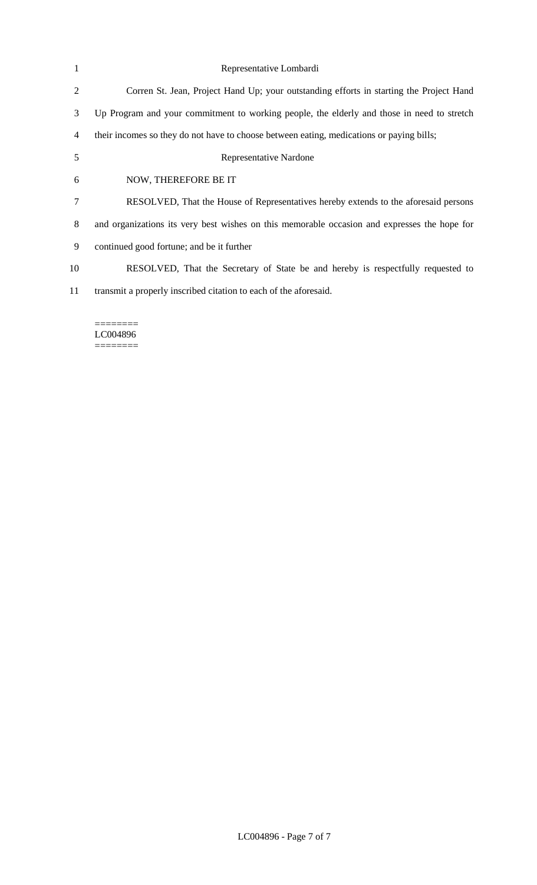Representative Lombardi

Corren St. Jean, Project Hand Up; your outstanding efforts in starting the Project Hand Up Program and your commitment to working people, the elderly and those in need to stretch their incomes so they do not have to choose between eating, medications or paying bills;

Representative Nardone

NOW, THEREFORE BE IT

RESOLVED, That the House of Representatives hereby extends to the aforesaid persons and organizations its very best wishes on this memorable occasion and expresses the hope for continued good fortune; and be it further

RESOLVED, That the Secretary of State be and hereby is respectfully requested to transmit a properly inscribed citation to each of the aforesaid.

========
LC004896
========